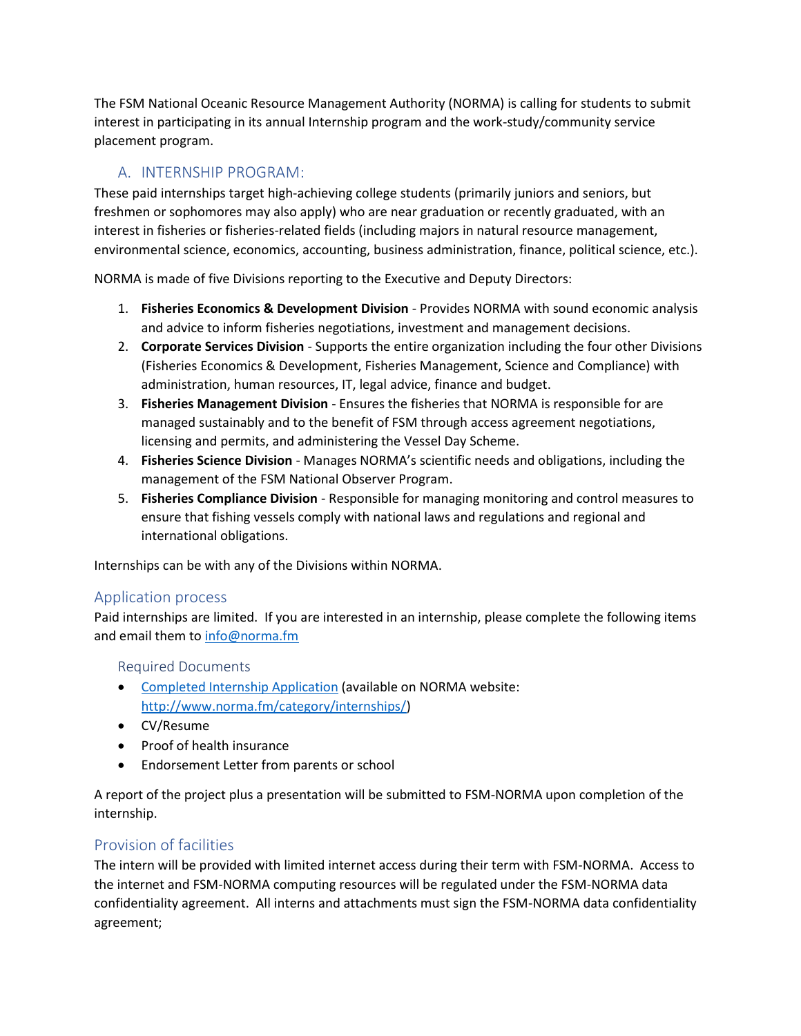The FSM National Oceanic Resource Management Authority (NORMA) is calling for students to submit interest in participating in its annual Internship program and the work-study/community service placement program.

## A. INTERNSHIP PROGRAM:

These paid internships target high-achieving college students (primarily juniors and seniors, but freshmen or sophomores may also apply) who are near graduation or recently graduated, with an interest in fisheries or fisheries-related fields (including majors in natural resource management, environmental science, economics, accounting, business administration, finance, political science, etc.).

NORMA is made of five Divisions reporting to the Executive and Deputy Directors:

1. **Fisheries Economics & Development Division** - Provides NORMA with sound economic analysis and advice to inform fisheries negotiations, investment and management decisions.
2. **Corporate Services Division** - Supports the entire organization including the four other Divisions (Fisheries Economics & Development, Fisheries Management, Science and Compliance) with administration, human resources, IT, legal advice, finance and budget.
3. **Fisheries Management Division** - Ensures the fisheries that NORMA is responsible for are managed sustainably and to the benefit of FSM through access agreement negotiations, licensing and permits, and administering the Vessel Day Scheme.
4. **Fisheries Science Division** - Manages NORMA's scientific needs and obligations, including the management of the FSM National Observer Program.
5. **Fisheries Compliance Division** - Responsible for managing monitoring and control measures to ensure that fishing vessels comply with national laws and regulations and regional and international obligations.

Internships can be with any of the Divisions within NORMA.

### Application process

Paid internships are limited. If you are interested in an internship, please complete the following items and email them to info@norma.fm

#### Required Documents

- Completed Internship Application (available on NORMA website: http://www.norma.fm/category/internships/)
- CV/Resume
- Proof of health insurance
- Endorsement Letter from parents or school

A report of the project plus a presentation will be submitted to FSM-NORMA upon completion of the internship.

### Provision of facilities

The intern will be provided with limited internet access during their term with FSM-NORMA. Access to the internet and FSM-NORMA computing resources will be regulated under the FSM-NORMA data confidentiality agreement. All interns and attachments must sign the FSM-NORMA data confidentiality agreement;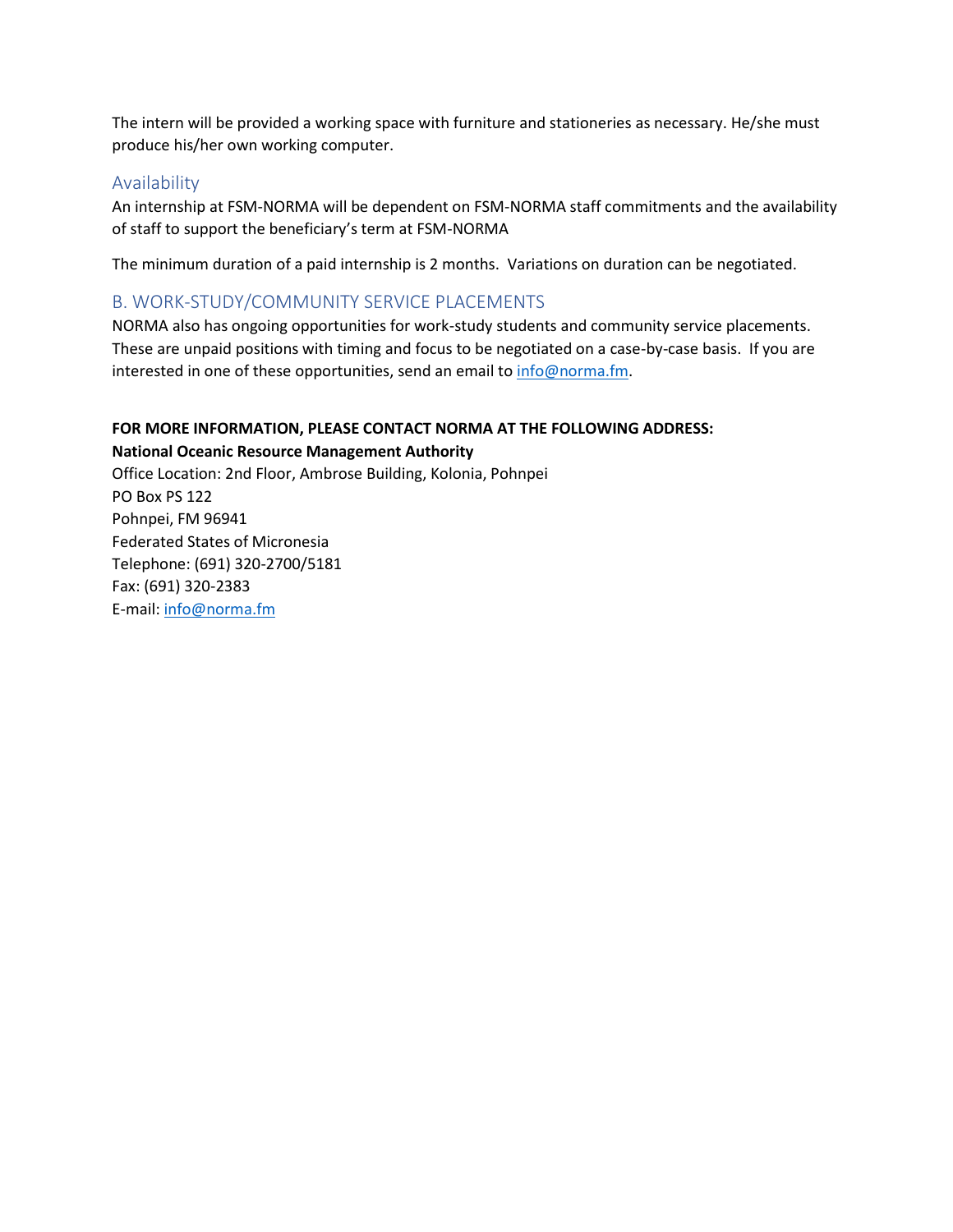The intern will be provided a working space with furniture and stationeries as necessary. He/she must produce his/her own working computer.

### Availability

An internship at FSM-NORMA will be dependent on FSM-NORMA staff commitments and the availability of staff to support the beneficiary's term at FSM-NORMA

The minimum duration of a paid internship is 2 months. Variations on duration can be negotiated.

## B. WORK-STUDY/COMMUNITY SERVICE PLACEMENTS

NORMA also has ongoing opportunities for work-study students and community service placements. These are unpaid positions with timing and focus to be negotiated on a case-by-case basis. If you are interested in one of these opportunities, send an email to info@norma.fm.

**FOR MORE INFORMATION, PLEASE CONTACT NORMA AT THE FOLLOWING ADDRESS:**
**National Oceanic Resource Management Authority**
Office Location: 2nd Floor, Ambrose Building, Kolonia, Pohnpei
PO Box PS 122
Pohnpei, FM 96941
Federated States of Micronesia
Telephone: (691) 320-2700/5181
Fax: (691) 320-2383
E-mail: info@norma.fm